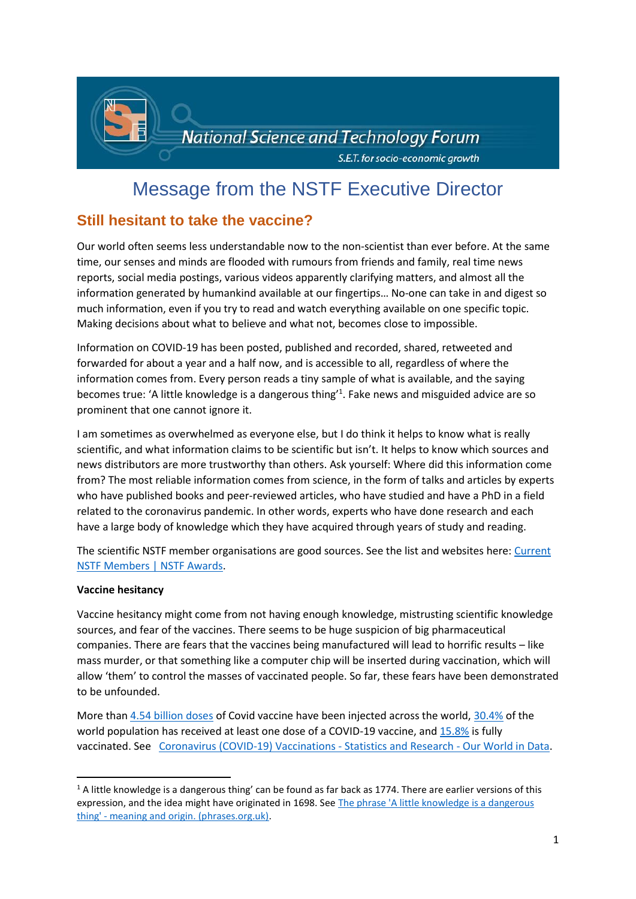National Science and Technology Forum

S.E.T. for socio-economic growth

# Message from the NSTF Executive Director

## Still hesitant to take the vaccine?

Our world often seems less understandable now to the non-scientist than ever before. At the same time, our senses and minds are flooded with rumours from friends and family, real time news reports, social media postings, various videos apparently clarifying matters, and almost all the information generated by humankind available at our fingertips… No-one can take in and digest so much information, even if you try to read and watch everything available on one specific topic. Making decisions about what to believe and what not, becomes close to impossible.

Information on COVID-19 has been posted, published and recorded, shared, retweeted and forwarded for about a year and a half now, and is accessible to all, regardless of where the information comes from. Every person reads a tiny sample of what is available, and the saying becomes true: 'A little knowledge is a dangerous thing'[1]. Fake news and misguided advice are so prominent that one cannot ignore it.

I am sometimes as overwhelmed as everyone else, but I do think it helps to know what is really scientific, and what information claims to be scientific but isn't. It helps to know which sources and news distributors are more trustworthy than others. Ask yourself: Where did this information come from? The most reliable information comes from science, in the form of talks and articles by experts who have published books and peer-reviewed articles, who have studied and have a PhD in a field related to the coronavirus pandemic. In other words, experts who have done research and each have a large body of knowledge which they have acquired through years of study and reading.

The scientific NSTF member organisations are good sources. See the list and websites here: [Current NSTF Members | NSTF Awards](#).

**Vaccine hesitancy**

Vaccine hesitancy might come from not having enough knowledge, mistrusting scientific knowledge sources, and fear of the vaccines. There seems to be huge suspicion of big pharmaceutical companies. There are fears that the vaccines being manufactured will lead to horrific results – like mass murder, or that something like a computer chip will be inserted during vaccination, which will allow 'them' to control the masses of vaccinated people. So far, these fears have been demonstrated to be unfounded.

More than [4.54 billion doses](#) of Covid vaccine have been injected across the world, [30.4%](#) of the world population has received at least one dose of a COVID-19 vaccine, and [15.8%](#) is fully vaccinated. See [Coronavirus (COVID-19) Vaccinations - Statistics and Research - Our World in Data](#).

---

[1] A little knowledge is a dangerous thing' can be found as far back as 1774. There are earlier versions of this expression, and the idea might have originated in 1698. See [The phrase 'A little knowledge is a dangerous thing' - meaning and origin. (phrases.org.uk)](#).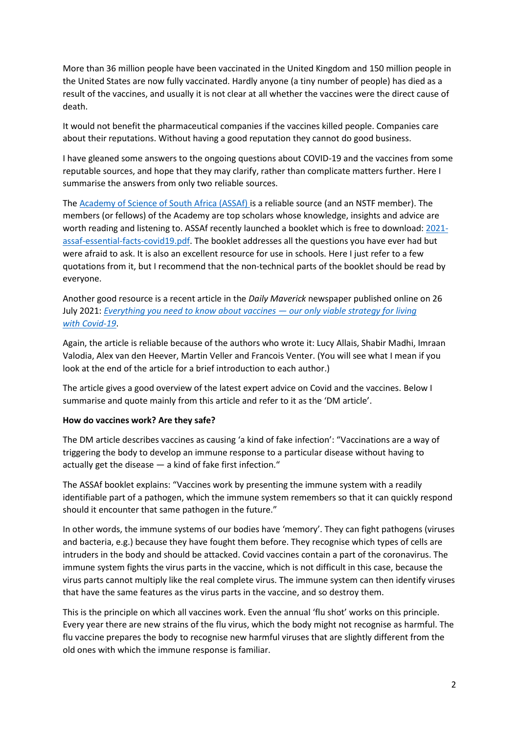More than 36 million people have been vaccinated in the United Kingdom and 150 million people in the United States are now fully vaccinated. Hardly anyone (a tiny number of people) has died as a result of the vaccines, and usually it is not clear at all whether the vaccines were the direct cause of death.

It would not benefit the pharmaceutical companies if the vaccines killed people. Companies care about their reputations. Without having a good reputation they cannot do good business.

I have gleaned some answers to the ongoing questions about COVID-19 and the vaccines from some reputable sources, and hope that they may clarify, rather than complicate matters further. Here I summarise the answers from only two reliable sources.

The [Academy of Science of South Africa (ASSAf)](#) is a reliable source (and an NSTF member). The members (or fellows) of the Academy are top scholars whose knowledge, insights and advice are worth reading and listening to. ASSAf recently launched a booklet which is free to download: [2021-assaf-essential-facts-covid19.pdf](#). The booklet addresses all the questions you have ever had but were afraid to ask. It is also an excellent resource for use in schools. Here I just refer to a few quotations from it, but I recommend that the non-technical parts of the booklet should be read by everyone.

Another good resource is a recent article in the *Daily Maverick* newspaper published online on 26 July 2021: [*Everything you need to know about vaccines — our only viable strategy for living with Covid-19*](#).

Again, the article is reliable because of the authors who wrote it: Lucy Allais, Shabir Madhi, Imraan Valodia, Alex van den Heever, Martin Veller and Francois Venter. (You will see what I mean if you look at the end of the article for a brief introduction to each author.)

The article gives a good overview of the latest expert advice on Covid and the vaccines. Below I summarise and quote mainly from this article and refer to it as the 'DM article'.

**How do vaccines work? Are they safe?**

The DM article describes vaccines as causing 'a kind of fake infection': "Vaccinations are a way of triggering the body to develop an immune response to a particular disease without having to actually get the disease — a kind of fake first infection."

The ASSAf booklet explains: "Vaccines work by presenting the immune system with a readily identifiable part of a pathogen, which the immune system remembers so that it can quickly respond should it encounter that same pathogen in the future."

In other words, the immune systems of our bodies have 'memory'. They can fight pathogens (viruses and bacteria, e.g.) because they have fought them before. They recognise which types of cells are intruders in the body and should be attacked. Covid vaccines contain a part of the coronavirus. The immune system fights the virus parts in the vaccine, which is not difficult in this case, because the virus parts cannot multiply like the real complete virus. The immune system can then identify viruses that have the same features as the virus parts in the vaccine, and so destroy them.

This is the principle on which all vaccines work. Even the annual 'flu shot' works on this principle. Every year there are new strains of the flu virus, which the body might not recognise as harmful. The flu vaccine prepares the body to recognise new harmful viruses that are slightly different from the old ones with which the immune response is familiar.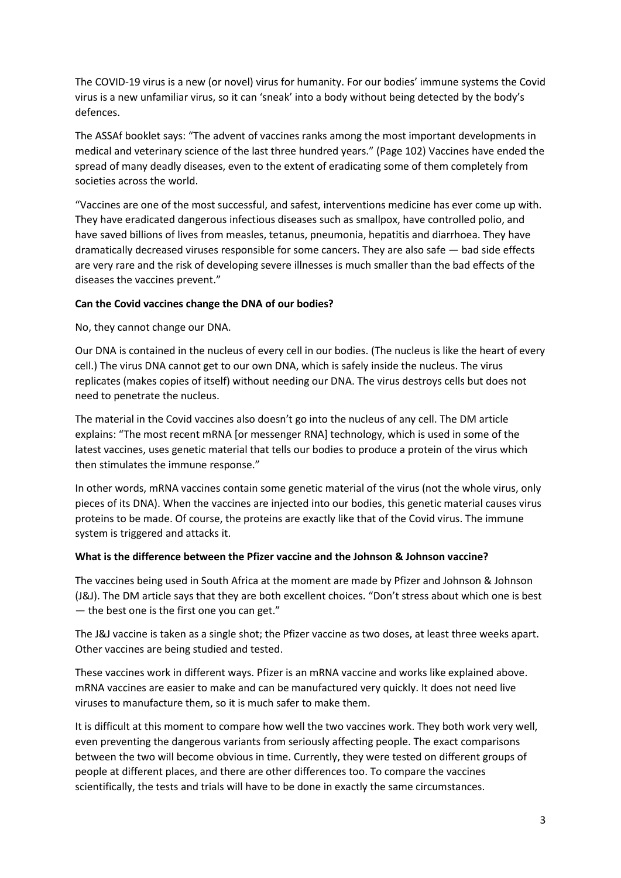The COVID-19 virus is a new (or novel) virus for humanity. For our bodies' immune systems the Covid virus is a new unfamiliar virus, so it can 'sneak' into a body without being detected by the body's defences.

The ASSAf booklet says: "The advent of vaccines ranks among the most important developments in medical and veterinary science of the last three hundred years." (Page 102) Vaccines have ended the spread of many deadly diseases, even to the extent of eradicating some of them completely from societies across the world.

"Vaccines are one of the most successful, and safest, interventions medicine has ever come up with. They have eradicated dangerous infectious diseases such as smallpox, have controlled polio, and have saved billions of lives from measles, tetanus, pneumonia, hepatitis and diarrhoea. They have dramatically decreased viruses responsible for some cancers. They are also safe — bad side effects are very rare and the risk of developing severe illnesses is much smaller than the bad effects of the diseases the vaccines prevent."

**Can the Covid vaccines change the DNA of our bodies?**

No, they cannot change our DNA.

Our DNA is contained in the nucleus of every cell in our bodies. (The nucleus is like the heart of every cell.) The virus DNA cannot get to our own DNA, which is safely inside the nucleus. The virus replicates (makes copies of itself) without needing our DNA. The virus destroys cells but does not need to penetrate the nucleus.

The material in the Covid vaccines also doesn't go into the nucleus of any cell. The DM article explains: "The most recent mRNA [or messenger RNA] technology, which is used in some of the latest vaccines, uses genetic material that tells our bodies to produce a protein of the virus which then stimulates the immune response."

In other words, mRNA vaccines contain some genetic material of the virus (not the whole virus, only pieces of its DNA). When the vaccines are injected into our bodies, this genetic material causes virus proteins to be made. Of course, the proteins are exactly like that of the Covid virus. The immune system is triggered and attacks it.

**What is the difference between the Pfizer vaccine and the Johnson & Johnson vaccine?**

The vaccines being used in South Africa at the moment are made by Pfizer and Johnson & Johnson (J&J). The DM article says that they are both excellent choices. "Don't stress about which one is best — the best one is the first one you can get."

The J&J vaccine is taken as a single shot; the Pfizer vaccine as two doses, at least three weeks apart. Other vaccines are being studied and tested.

These vaccines work in different ways. Pfizer is an mRNA vaccine and works like explained above. mRNA vaccines are easier to make and can be manufactured very quickly. It does not need live viruses to manufacture them, so it is much safer to make them.

It is difficult at this moment to compare how well the two vaccines work. They both work very well, even preventing the dangerous variants from seriously affecting people. The exact comparisons between the two will become obvious in time. Currently, they were tested on different groups of people at different places, and there are other differences too. To compare the vaccines scientifically, the tests and trials will have to be done in exactly the same circumstances.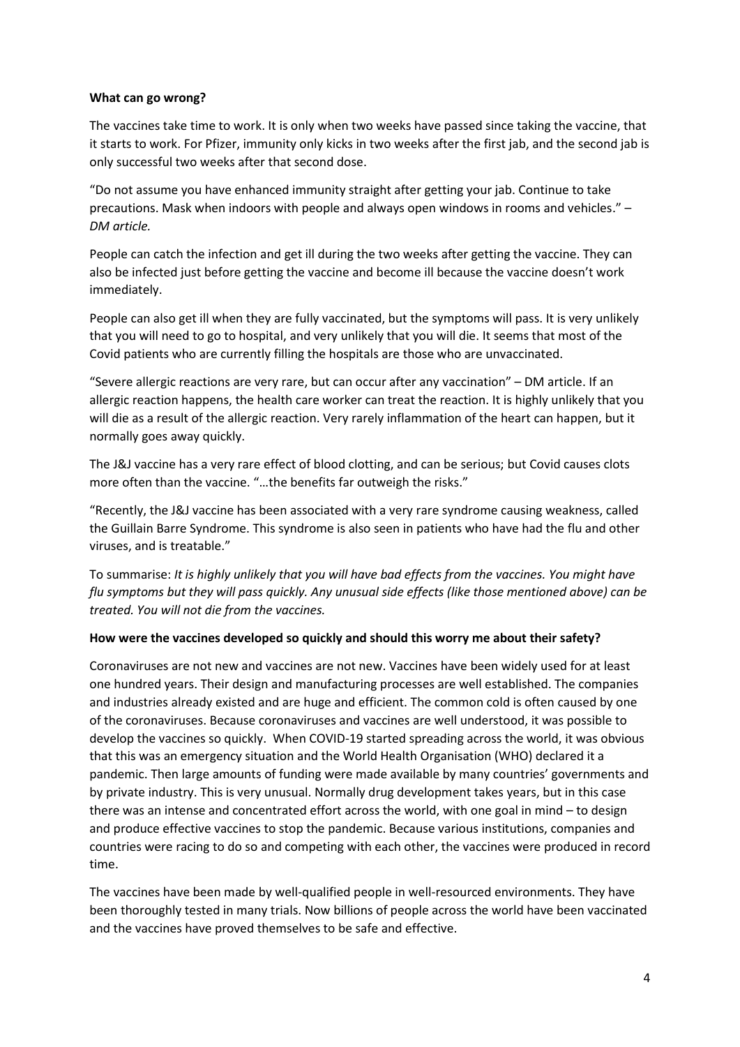**What can go wrong?**

The vaccines take time to work. It is only when two weeks have passed since taking the vaccine, that it starts to work. For Pfizer, immunity only kicks in two weeks after the first jab, and the second jab is only successful two weeks after that second dose.

"Do not assume you have enhanced immunity straight after getting your jab. Continue to take precautions. Mask when indoors with people and always open windows in rooms and vehicles." – *DM article.*

People can catch the infection and get ill during the two weeks after getting the vaccine. They can also be infected just before getting the vaccine and become ill because the vaccine doesn't work immediately.

People can also get ill when they are fully vaccinated, but the symptoms will pass. It is very unlikely that you will need to go to hospital, and very unlikely that you will die. It seems that most of the Covid patients who are currently filling the hospitals are those who are unvaccinated.

"Severe allergic reactions are very rare, but can occur after any vaccination" – DM article. If an allergic reaction happens, the health care worker can treat the reaction. It is highly unlikely that you will die as a result of the allergic reaction. Very rarely inflammation of the heart can happen, but it normally goes away quickly.

The J&J vaccine has a very rare effect of blood clotting, and can be serious; but Covid causes clots more often than the vaccine. "…the benefits far outweigh the risks."

"Recently, the J&J vaccine has been associated with a very rare syndrome causing weakness, called the Guillain Barre Syndrome. This syndrome is also seen in patients who have had the flu and other viruses, and is treatable."

To summarise: *It is highly unlikely that you will have bad effects from the vaccines. You might have flu symptoms but they will pass quickly. Any unusual side effects (like those mentioned above) can be treated. You will not die from the vaccines.*

**How were the vaccines developed so quickly and should this worry me about their safety?**

Coronaviruses are not new and vaccines are not new. Vaccines have been widely used for at least one hundred years. Their design and manufacturing processes are well established. The companies and industries already existed and are huge and efficient. The common cold is often caused by one of the coronaviruses. Because coronaviruses and vaccines are well understood, it was possible to develop the vaccines so quickly. When COVID-19 started spreading across the world, it was obvious that this was an emergency situation and the World Health Organisation (WHO) declared it a pandemic. Then large amounts of funding were made available by many countries' governments and by private industry. This is very unusual. Normally drug development takes years, but in this case there was an intense and concentrated effort across the world, with one goal in mind – to design and produce effective vaccines to stop the pandemic. Because various institutions, companies and countries were racing to do so and competing with each other, the vaccines were produced in record time.

The vaccines have been made by well-qualified people in well-resourced environments. They have been thoroughly tested in many trials. Now billions of people across the world have been vaccinated and the vaccines have proved themselves to be safe and effective.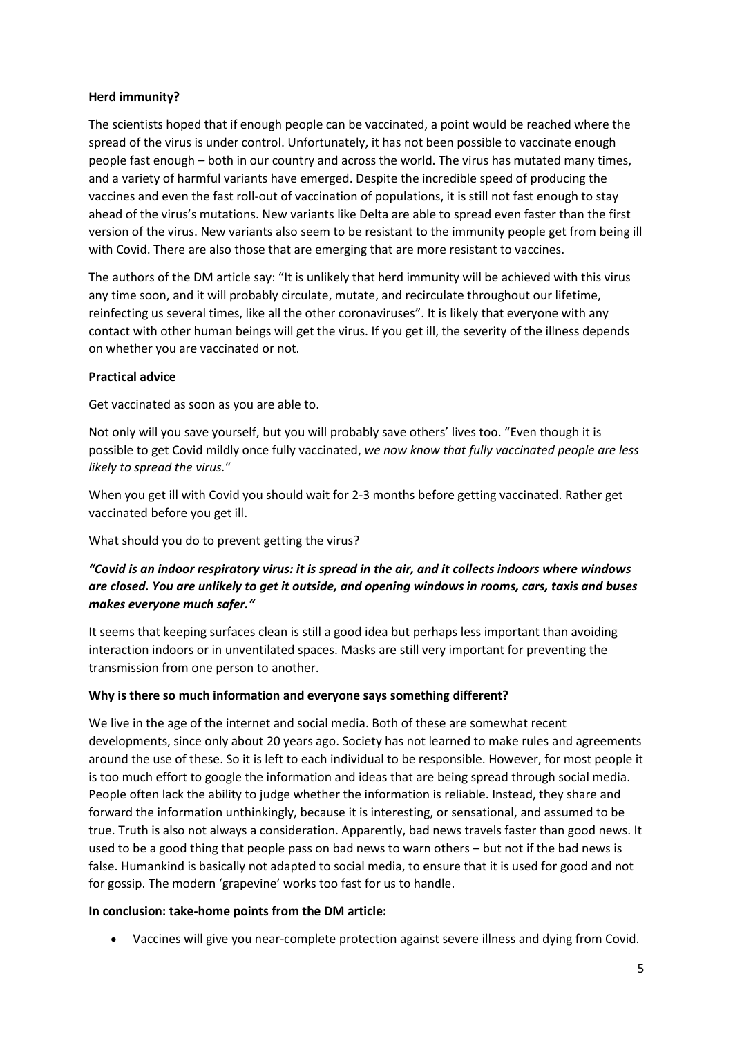**Herd immunity?**

The scientists hoped that if enough people can be vaccinated, a point would be reached where the spread of the virus is under control. Unfortunately, it has not been possible to vaccinate enough people fast enough – both in our country and across the world. The virus has mutated many times, and a variety of harmful variants have emerged. Despite the incredible speed of producing the vaccines and even the fast roll-out of vaccination of populations, it is still not fast enough to stay ahead of the virus's mutations. New variants like Delta are able to spread even faster than the first version of the virus. New variants also seem to be resistant to the immunity people get from being ill with Covid. There are also those that are emerging that are more resistant to vaccines.

The authors of the DM article say: "It is unlikely that herd immunity will be achieved with this virus any time soon, and it will probably circulate, mutate, and recirculate throughout our lifetime, reinfecting us several times, like all the other coronaviruses". It is likely that everyone with any contact with other human beings will get the virus. If you get ill, the severity of the illness depends on whether you are vaccinated or not.

**Practical advice**

Get vaccinated as soon as you are able to.

Not only will you save yourself, but you will probably save others' lives too. "Even though it is possible to get Covid mildly once fully vaccinated, *we now know that fully vaccinated people are less likely to spread the virus.*"

When you get ill with Covid you should wait for 2-3 months before getting vaccinated. Rather get vaccinated before you get ill.

What should you do to prevent getting the virus?

***"Covid is an indoor respiratory virus: it is spread in the air, and it collects indoors where windows are closed. You are unlikely to get it outside, and opening windows in rooms, cars, taxis and buses makes everyone much safer."***

It seems that keeping surfaces clean is still a good idea but perhaps less important than avoiding interaction indoors or in unventilated spaces. Masks are still very important for preventing the transmission from one person to another.

**Why is there so much information and everyone says something different?**

We live in the age of the internet and social media. Both of these are somewhat recent developments, since only about 20 years ago. Society has not learned to make rules and agreements around the use of these. So it is left to each individual to be responsible. However, for most people it is too much effort to google the information and ideas that are being spread through social media. People often lack the ability to judge whether the information is reliable. Instead, they share and forward the information unthinkingly, because it is interesting, or sensational, and assumed to be true. Truth is also not always a consideration. Apparently, bad news travels faster than good news. It used to be a good thing that people pass on bad news to warn others – but not if the bad news is false. Humankind is basically not adapted to social media, to ensure that it is used for good and not for gossip. The modern 'grapevine' works too fast for us to handle.

**In conclusion: take-home points from the DM article:**

- Vaccines will give you near-complete protection against severe illness and dying from Covid.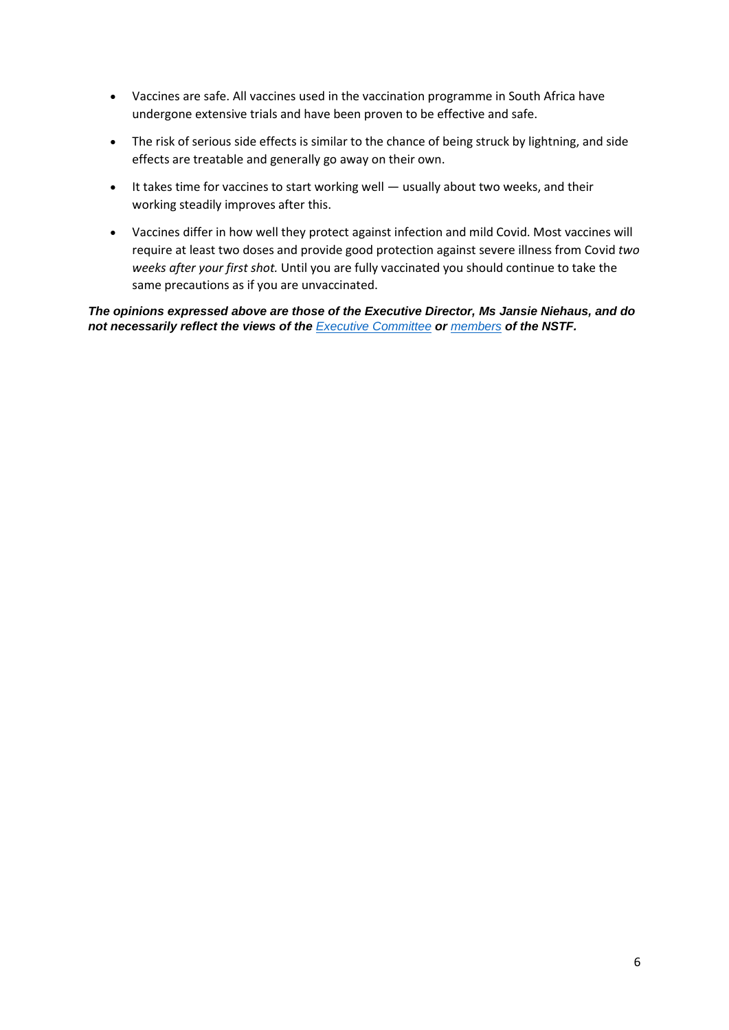- Vaccines are safe. All vaccines used in the vaccination programme in South Africa have undergone extensive trials and have been proven to be effective and safe.
- The risk of serious side effects is similar to the chance of being struck by lightning, and side effects are treatable and generally go away on their own.
- It takes time for vaccines to start working well — usually about two weeks, and their working steadily improves after this.
- Vaccines differ in how well they protect against infection and mild Covid. Most vaccines will require at least two doses and provide good protection against severe illness from Covid *two weeks after your first shot.* Until you are fully vaccinated you should continue to take the same precautions as if you are unvaccinated.

***The opinions expressed above are those of the Executive Director, Ms Jansie Niehaus, and do not necessarily reflect the views of the Executive Committee or members of the NSTF.***